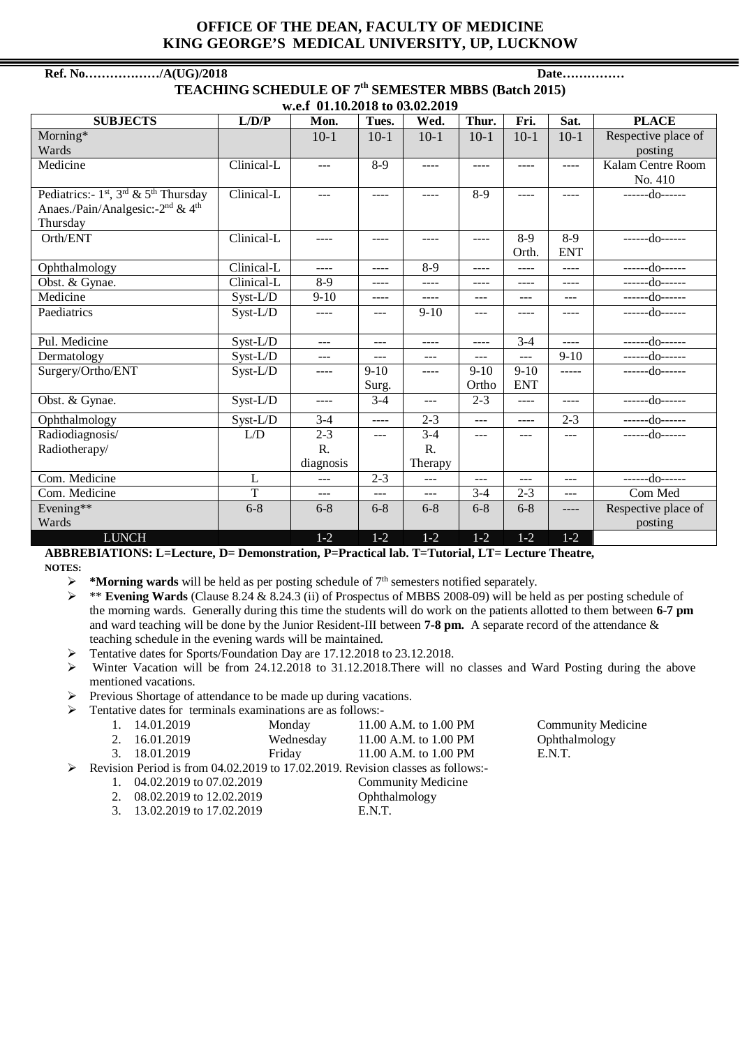# OFFICE OF THE DEAN, FACULTY OF MEDICINE
# KING GEORGE'S MEDICAL UNIVERSITY, UP, LUCKNOW

**Ref. No………………/A(UG)/2018** **Date……………**

## TEACHING SCHEDULE OF 7th SEMESTER MBBS (Batch 2015)

**w.e.f 01.10.2018 to 03.02.2019**

| SUBJECTS | L/D/P | Mon. | Tues. | Wed. | Thur. | Fri. | Sat. | PLACE |
|---|---|---|---|---|---|---|---|---|
| Morning* Wards | | 10-1 | 10-1 | 10-1 | 10-1 | 10-1 | 10-1 | Respective place of posting |
| Medicine | Clinical-L | --- | 8-9 | ---- | ---- | ---- | ---- | Kalam Centre Room No. 410 |
| Pediatrics:- 1st, 3rd & 5th Thursday Anaes./Pain/Analgesic:-2nd & 4th Thursday | Clinical-L | --- | ---- | ---- | 8-9 | ---- | ---- | ------do------ |
| Orth/ENT | Clinical-L | ---- | ---- | ---- | ---- | 8-9 Orth. | 8-9 ENT | ------do------ |
| Ophthalmology | Clinical-L | ---- | ---- | 8-9 | ---- | ---- | ---- | ------do------ |
| Obst. & Gynae. | Clinical-L | 8-9 | ---- | ---- | ---- | ---- | ---- | ------do------ |
| Medicine | Syst-L/D | 9-10 | ---- | ---- | --- | --- | --- | ------do------ |
| Paediatrics | Syst-L/D | ---- | --- | 9-10 | --- | ---- | ---- | ------do------ |
| Pul. Medicine | Syst-L/D | --- | --- | ---- | ---- | 3-4 | ---- | ------do------ |
| Dermatology | Syst-L/D | --- | --- | --- | --- | --- | 9-10 | ------do------ |
| Surgery/Ortho/ENT | Syst-L/D | ---- | 9-10 Surg. | ---- | 9-10 Ortho | 9-10 ENT | ----- | ------do------ |
| Obst. & Gynae. | Syst-L/D | ---- | 3-4 | --- | 2-3 | ---- | ---- | ------do------ |
| Ophthalmology | Syst-L/D | 3-4 | ---- | 2-3 | --- | ---- | 2-3 | ------do------ |
| Radiodiagnosis/ Radiotherapy/ | L/D | 2-3 R. diagnosis | --- | 3-4 R. Therapy | --- | --- | --- | ------do------ |
| Com. Medicine | L | --- | 2-3 | --- | --- | --- | --- | ------do------ |
| Com. Medicine | T | --- | --- | --- | 3-4 | 2-3 | --- | Com Med |
| Evening** Wards | 6-8 | 6-8 | 6-8 | 6-8 | 6-8 | 6-8 | ---- | Respective place of posting |
| LUNCH | | 1-2 | 1-2 | 1-2 | 1-2 | 1-2 | 1-2 | |

**ABBREBIATIONS: L=Lecture, D= Demonstration, P=Practical lab. T=Tutorial, LT= Lecture Theatre,**

**NOTES:**

- ***Morning wards** will be held as per posting schedule of 7th semesters notified separately.
- ** **Evening Wards** (Clause 8.24 & 8.24.3 (ii) of Prospectus of MBBS 2008-09) will be held as per posting schedule of the morning wards. Generally during this time the students will do work on the patients allotted to them between **6-7 pm** and ward teaching will be done by the Junior Resident-III between **7-8 pm.** A separate record of the attendance & teaching schedule in the evening wards will be maintained.
- Tentative dates for Sports/Foundation Day are 17.12.2018 to 23.12.2018.
- Winter Vacation will be from 24.12.2018 to 31.12.2018.There will no classes and Ward Posting during the above mentioned vacations.
- Previous Shortage of attendance to be made up during vacations.
- Tentative dates for terminals examinations are as follows:-
  1. 14.01.2019 Monday 11.00 A.M. to 1.00 PM Community Medicine
  2. 16.01.2019 Wednesday 11.00 A.M. to 1.00 PM Ophthalmology
  3. 18.01.2019 Friday 11.00 A.M. to 1.00 PM E.N.T.
- Revision Period is from 04.02.2019 to 17.02.2019. Revision classes as follows:-
  1. 04.02.2019 to 07.02.2019 Community Medicine
  2. 08.02.2019 to 12.02.2019 Ophthalmology
  3. 13.02.2019 to 17.02.2019 E.N.T.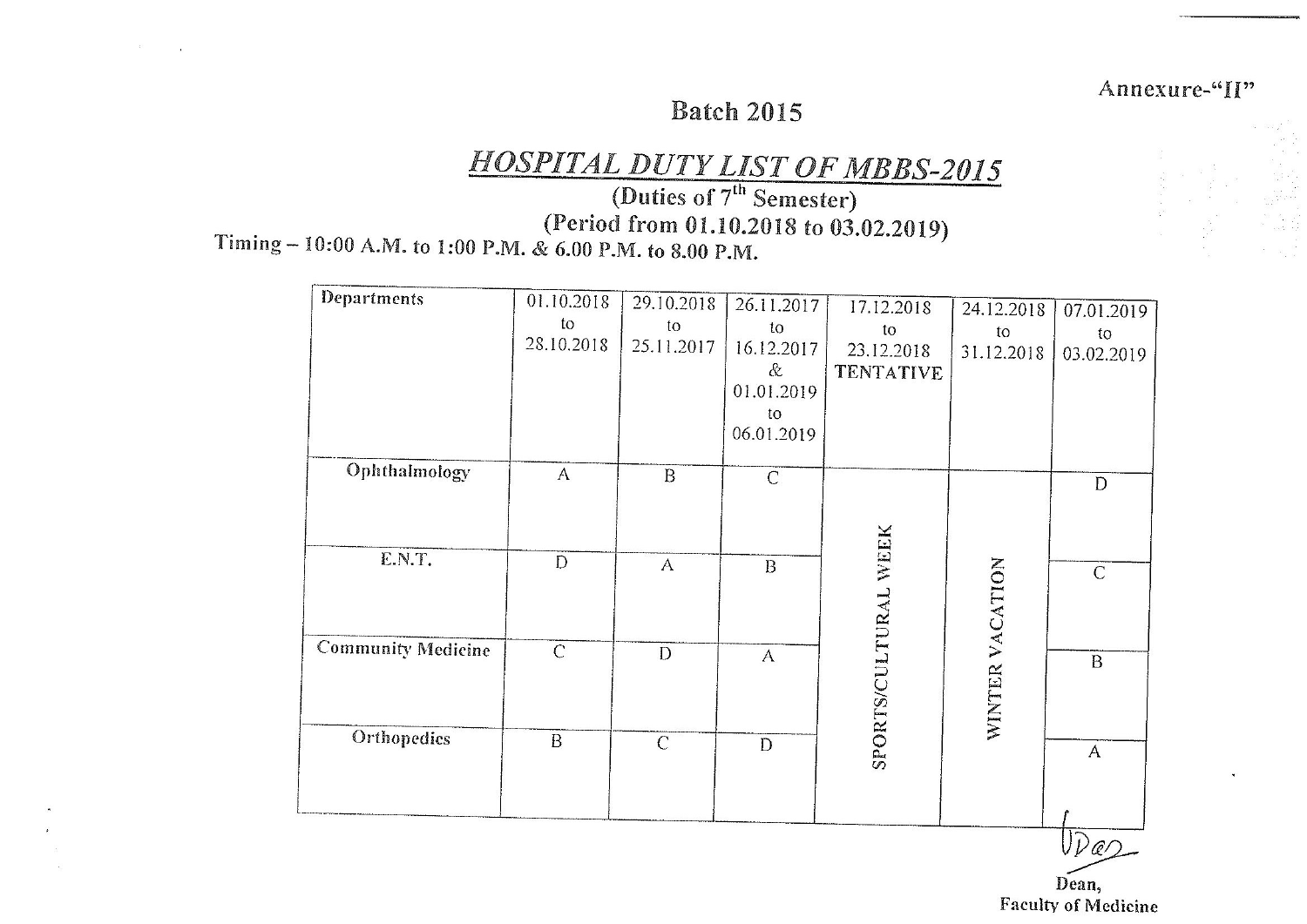Annexure-"II"

## Batch 2015

# *HOSPITAL DUTY LIST OF MBBS-2015*

(Duties of 7th Semester)

(Period from 01.10.2018 to 03.02.2019)

Timing – 10:00 A.M. to 1:00 P.M. & 6.00 P.M. to 8.00 P.M.

| Departments | 01.10.2018 to 28.10.2018 | 29.10.2018 to 25.11.2017 | 26.11.2017 to 16.12.2017 & 01.01.2019 to 06.01.2019 | 17.12.2018 to 23.12.2018 TENTATIVE | 24.12.2018 to 31.12.2018 | 07.01.2019 to 03.02.2019 |
|---|---|---|---|---|---|---|
| Ophthalmology | A | B | C | SPORTS/CULTURAL WEEK | WINTER VACATION | D |
| E.N.T. | D | A | B | | | C |
| Community Medicine | C | D | A | | | B |
| Orthopedics | B | C | D | | | A |

Dean,
Faculty of Medicine